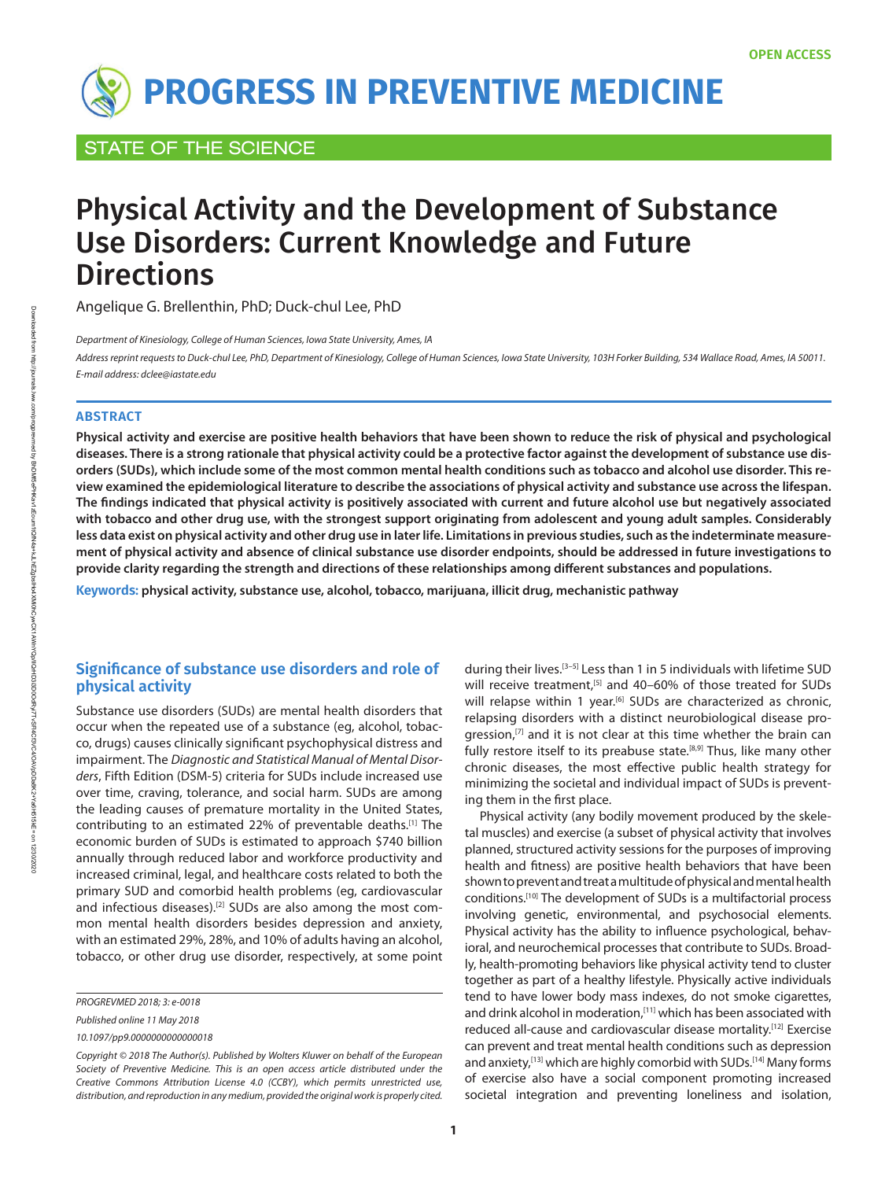OPEN ACCESS

# PROGRESS IN PREVENTIVE MEDICINE

STATE OF THE SCIENCE

# Physical Activity and the Development of Substance Use Disorders: Current Knowledge and Future Directions

Angelique G. Brellenthin, PhD; Duck-chul Lee, PhD

*Department of Kinesiology, College of Human Sciences, Iowa State University, Ames, IA*

*Address reprint requests to Duck-chul Lee, PhD, Department of Kinesiology, College of Human Sciences, Iowa State University, 103H Forker Building, 534 Wallace Road, Ames, IA 50011. E-mail address: dclee@iastate.edu*

## ABSTRACT

**Physical activity and exercise are positive health behaviors that have been shown to reduce the risk of physical and psychological diseases. There is a strong rationale that physical activity could be a protective factor against the development of substance use disorders (SUDs), which include some of the most common mental health conditions such as tobacco and alcohol use disorder. This review examined the epidemiological literature to describe the associations of physical activity and substance use across the lifespan. The findings indicated that physical activity is positively associated with current and future alcohol use but negatively associated with tobacco and other drug use, with the strongest support originating from adolescent and young adult samples. Considerably less data exist on physical activity and other drug use in later life. Limitations in previous studies, such as the indeterminate measurement of physical activity and absence of clinical substance use disorder endpoints, should be addressed in future investigations to provide clarity regarding the strength and directions of these relationships among different substances and populations.**

**Keywords:** **physical activity, substance use, alcohol, tobacco, marijuana, illicit drug, mechanistic pathway**

## Significance of substance use disorders and role of physical activity

Substance use disorders (SUDs) are mental health disorders that occur when the repeated use of a substance (eg, alcohol, tobacco, drugs) causes clinically significant psychophysical distress and impairment. The *Diagnostic and Statistical Manual of Mental Disorders*, Fifth Edition (DSM-5) criteria for SUDs include increased use over time, craving, tolerance, and social harm. SUDs are among the leading causes of premature mortality in the United States, contributing to an estimated 22% of preventable deaths.[1] The economic burden of SUDs is estimated to approach \$740 billion annually through reduced labor and workforce productivity and increased criminal, legal, and healthcare costs related to both the primary SUD and comorbid health problems (eg, cardiovascular and infectious diseases).[2] SUDs are also among the most common mental health disorders besides depression and anxiety, with an estimated 29%, 28%, and 10% of adults having an alcohol, tobacco, or other drug use disorder, respectively, at some point during their lives.[3–5] Less than 1 in 5 individuals with lifetime SUD will receive treatment,[5] and 40–60% of those treated for SUDs will relapse within 1 year.[6] SUDs are characterized as chronic, relapsing disorders with a distinct neurobiological disease progression,[7] and it is not clear at this time whether the brain can fully restore itself to its preabuse state.[8,9] Thus, like many other chronic diseases, the most effective public health strategy for minimizing the societal and individual impact of SUDs is preventing them in the first place.

Physical activity (any bodily movement produced by the skeletal muscles) and exercise (a subset of physical activity that involves planned, structured activity sessions for the purposes of improving health and fitness) are positive health behaviors that have been shown to prevent and treat a multitude of physical and mental health conditions.[10] The development of SUDs is a multifactorial process involving genetic, environmental, and psychosocial elements. Physical activity has the ability to influence psychological, behavioral, and neurochemical processes that contribute to SUDs. Broadly, health-promoting behaviors like physical activity tend to cluster together as part of a healthy lifestyle. Physically active individuals tend to have lower body mass indexes, do not smoke cigarettes, and drink alcohol in moderation,[11] which has been associated with reduced all-cause and cardiovascular disease mortality.[12] Exercise can prevent and treat mental health conditions such as depression and anxiety,[13] which are highly comorbid with SUDs.[14] Many forms of exercise also have a social component promoting increased societal integration and preventing loneliness and isolation,

*PROGREVMED 2018; 3: e-0018*

*Published online 11 May 2018*

*10.1097/pp9.0000000000000018*

*Copyright © 2018 The Author(s). Published by Wolters Kluwer on behalf of the European Society of Preventive Medicine. This is an open access article distributed under the Creative Commons Attribution License 4.0 (CCBY), which permits unrestricted use, distribution, and reproduction in any medium, provided the original work is properly cited.*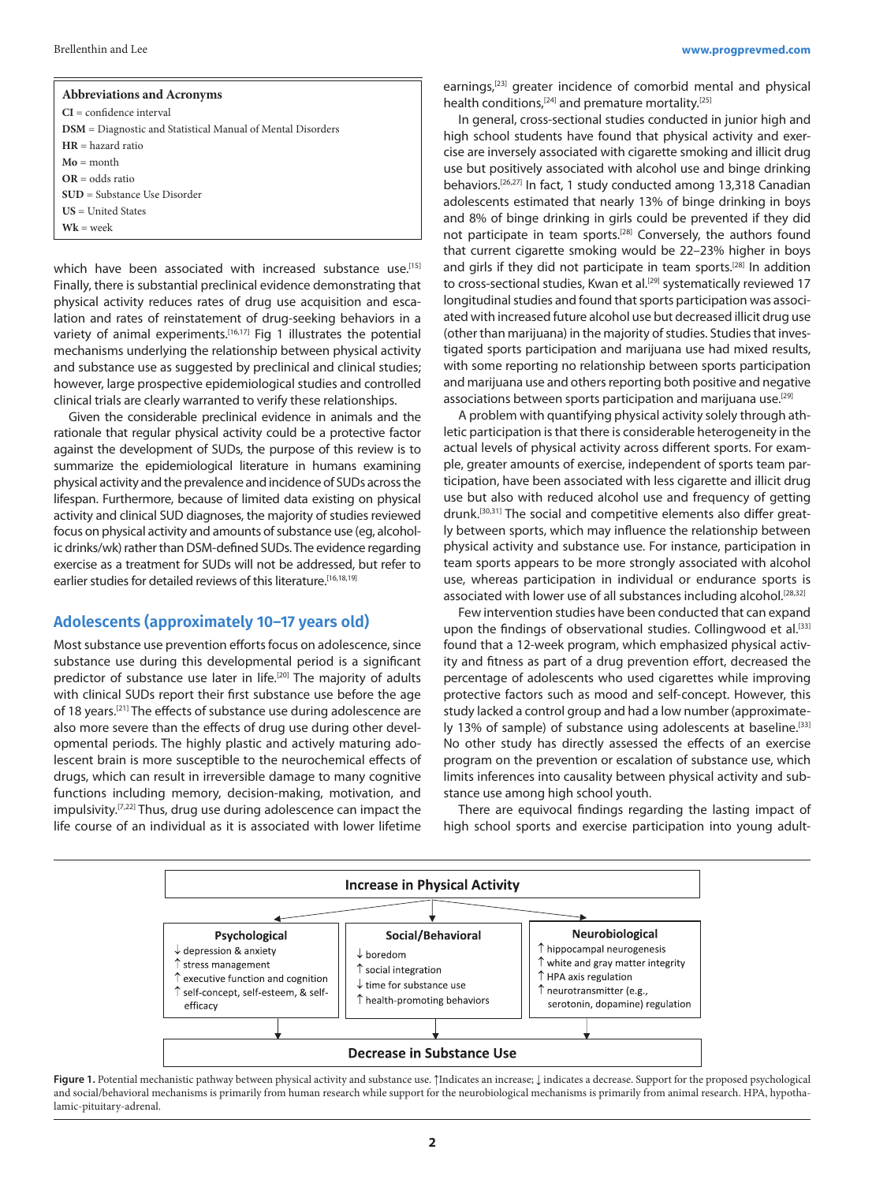**Abbreviations and Acronyms**

**CI** = confidence interval
**DSM** = Diagnostic and Statistical Manual of Mental Disorders
**HR** = hazard ratio
**Mo** = month
**OR** = odds ratio
**SUD** = Substance Use Disorder
**US** = United States
**Wk** = week

which have been associated with increased substance use.[15] Finally, there is substantial preclinical evidence demonstrating that physical activity reduces rates of drug use acquisition and escalation and rates of reinstatement of drug-seeking behaviors in a variety of animal experiments.[16,17] Fig 1 illustrates the potential mechanisms underlying the relationship between physical activity and substance use as suggested by preclinical and clinical studies; however, large prospective epidemiological studies and controlled clinical trials are clearly warranted to verify these relationships.

Given the considerable preclinical evidence in animals and the rationale that regular physical activity could be a protective factor against the development of SUDs, the purpose of this review is to summarize the epidemiological literature in humans examining physical activity and the prevalence and incidence of SUDs across the lifespan. Furthermore, because of limited data existing on physical activity and clinical SUD diagnoses, the majority of studies reviewed focus on physical activity and amounts of substance use (eg, alcoholic drinks/wk) rather than DSM-defined SUDs. The evidence regarding exercise as a treatment for SUDs will not be addressed, but refer to earlier studies for detailed reviews of this literature.[16,18,19]

## Adolescents (approximately 10–17 years old)

Most substance use prevention efforts focus on adolescence, since substance use during this developmental period is a significant predictor of substance use later in life.[20] The majority of adults with clinical SUDs report their first substance use before the age of 18 years.[21] The effects of substance use during adolescence are also more severe than the effects of drug use during other developmental periods. The highly plastic and actively maturing adolescent brain is more susceptible to the neurochemical effects of drugs, which can result in irreversible damage to many cognitive functions including memory, decision-making, motivation, and impulsivity.[7,22] Thus, drug use during adolescence can impact the life course of an individual as it is associated with lower lifetime earnings,[23] greater incidence of comorbid mental and physical health conditions,[24] and premature mortality.[25]

In general, cross-sectional studies conducted in junior high and high school students have found that physical activity and exercise are inversely associated with cigarette smoking and illicit drug use but positively associated with alcohol use and binge drinking behaviors.[26,27] In fact, 1 study conducted among 13,318 Canadian adolescents estimated that nearly 13% of binge drinking in boys and 8% of binge drinking in girls could be prevented if they did not participate in team sports.[28] Conversely, the authors found that current cigarette smoking would be 22–23% higher in boys and girls if they did not participate in team sports.[28] In addition to cross-sectional studies, Kwan et al.[29] systematically reviewed 17 longitudinal studies and found that sports participation was associated with increased future alcohol use but decreased illicit drug use (other than marijuana) in the majority of studies. Studies that investigated sports participation and marijuana use had mixed results, with some reporting no relationship between sports participation and marijuana use and others reporting both positive and negative associations between sports participation and marijuana use.[29]

A problem with quantifying physical activity solely through athletic participation is that there is considerable heterogeneity in the actual levels of physical activity across different sports. For example, greater amounts of exercise, independent of sports team participation, have been associated with less cigarette and illicit drug use but also with reduced alcohol use and frequency of getting drunk.[30,31] The social and competitive elements also differ greatly between sports, which may influence the relationship between physical activity and substance use. For instance, participation in team sports appears to be more strongly associated with alcohol use, whereas participation in individual or endurance sports is associated with lower use of all substances including alcohol.[28,32]

Few intervention studies have been conducted that can expand upon the findings of observational studies. Collingwood et al.[33] found that a 12-week program, which emphasized physical activity and fitness as part of a drug prevention effort, decreased the percentage of adolescents who used cigarettes while improving protective factors such as mood and self-concept. However, this study lacked a control group and had a low number (approximately 13% of sample) of substance using adolescents at baseline.[33] No other study has directly assessed the effects of an exercise program on the prevention or escalation of substance use, which limits inferences into causality between physical activity and substance use among high school youth.

There are equivocal findings regarding the lasting impact of high school sports and exercise participation into young adult-

**Increase in Physical Activity**

| Psychological | Social/Behavioral | Neurobiological |
|---|---|---|
| ↓ depression & anxiety<br>↑ stress management<br>↑ executive function and cognition<br>↑ self-concept, self-esteem, & self-efficacy | ↓ boredom<br>↑ social integration<br>↓ time for substance use<br>↑ health-promoting behaviors | ↑ hippocampal neurogenesis<br>↑ white and gray matter integrity<br>↑ HPA axis regulation<br>↑ neurotransmitter (e.g., serotonin, dopamine) regulation |

**Decrease in Substance Use**

**Figure 1.** Potential mechanistic pathway between physical activity and substance use. ↑Indicates an increase; ↓ indicates a decrease. Support for the proposed psychological and social/behavioral mechanisms is primarily from human research while support for the neurobiological mechanisms is primarily from animal research. HPA, hypothalamic-pituitary-adrenal.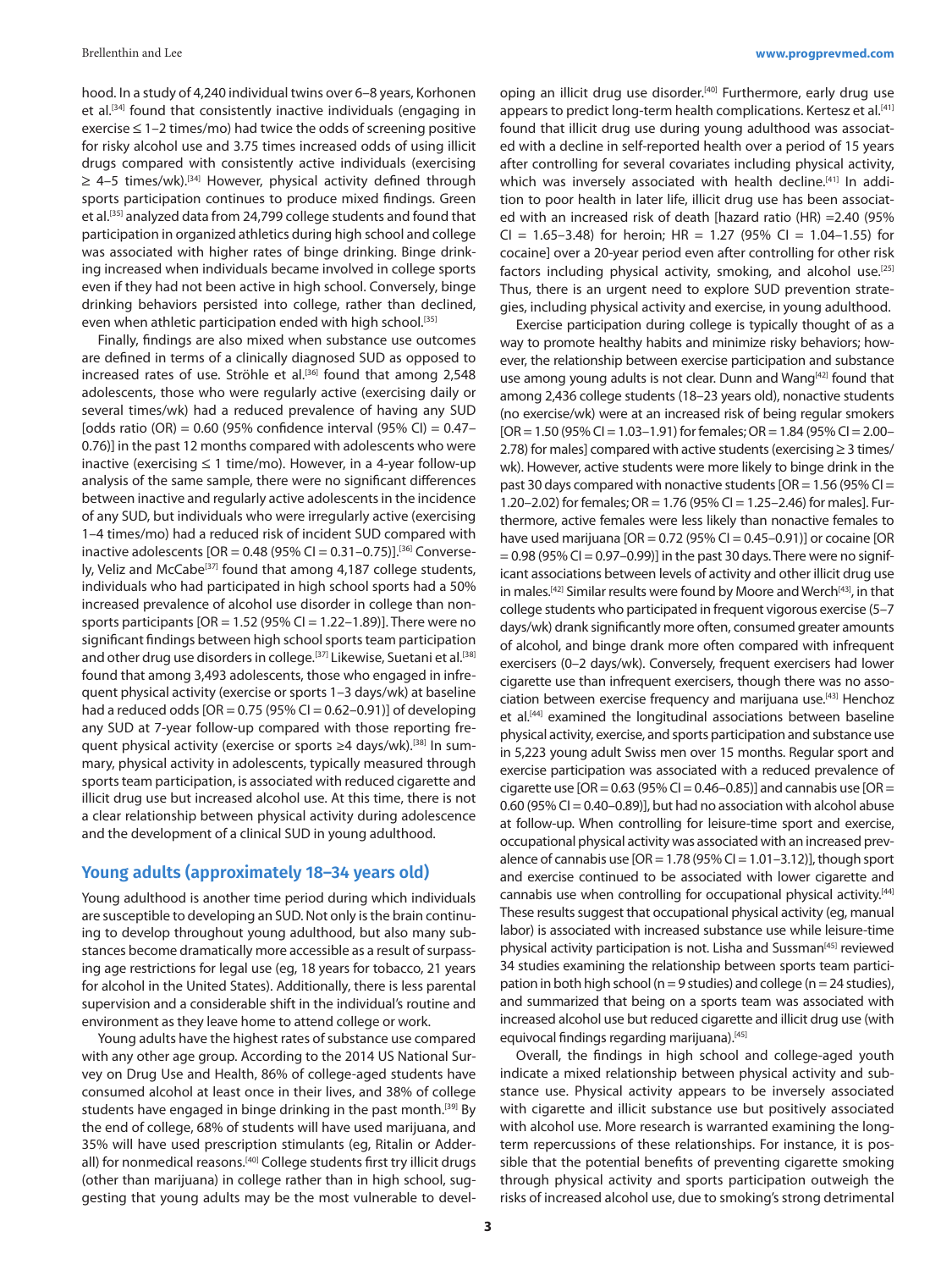hood. In a study of 4,240 individual twins over 6–8 years, Korhonen et al.[34] found that consistently inactive individuals (engaging in exercise ≤ 1–2 times/mo) had twice the odds of screening positive for risky alcohol use and 3.75 times increased odds of using illicit drugs compared with consistently active individuals (exercising ≥ 4–5 times/wk).[34] However, physical activity defined through sports participation continues to produce mixed findings. Green et al.[35] analyzed data from 24,799 college students and found that participation in organized athletics during high school and college was associated with higher rates of binge drinking. Binge drinking increased when individuals became involved in college sports even if they had not been active in high school. Conversely, binge drinking behaviors persisted into college, rather than declined, even when athletic participation ended with high school.[35]

Finally, findings are also mixed when substance use outcomes are defined in terms of a clinically diagnosed SUD as opposed to increased rates of use. Ströhle et al.[36] found that among 2,548 adolescents, those who were regularly active (exercising daily or several times/wk) had a reduced prevalence of having any SUD [odds ratio (OR) = 0.60 (95% confidence interval (95% CI) = 0.47–0.76)] in the past 12 months compared with adolescents who were inactive (exercising ≤ 1 time/mo). However, in a 4-year follow-up analysis of the same sample, there were no significant differences between inactive and regularly active adolescents in the incidence of any SUD, but individuals who were irregularly active (exercising 1–4 times/mo) had a reduced risk of incident SUD compared with inactive adolescents [OR = 0.48 (95% CI = 0.31–0.75)].[36] Conversely, Veliz and McCabe[37] found that among 4,187 college students, individuals who had participated in high school sports had a 50% increased prevalence of alcohol use disorder in college than non-sports participants [OR = 1.52 (95% CI = 1.22–1.89)]. There were no significant findings between high school sports team participation and other drug use disorders in college.[37] Likewise, Suetani et al.[38] found that among 3,493 adolescents, those who engaged in infrequent physical activity (exercise or sports 1–3 days/wk) at baseline had a reduced odds [OR = 0.75 (95% CI = 0.62–0.91)] of developing any SUD at 7-year follow-up compared with those reporting frequent physical activity (exercise or sports ≥4 days/wk).[38] In summary, physical activity in adolescents, typically measured through sports team participation, is associated with reduced cigarette and illicit drug use but increased alcohol use. At this time, there is not a clear relationship between physical activity during adolescence and the development of a clinical SUD in young adulthood.

## Young adults (approximately 18–34 years old)

Young adulthood is another time period during which individuals are susceptible to developing an SUD. Not only is the brain continuing to develop throughout young adulthood, but also many substances become dramatically more accessible as a result of surpassing age restrictions for legal use (eg, 18 years for tobacco, 21 years for alcohol in the United States). Additionally, there is less parental supervision and a considerable shift in the individual's routine and environment as they leave home to attend college or work.

Young adults have the highest rates of substance use compared with any other age group. According to the 2014 US National Survey on Drug Use and Health, 86% of college-aged students have consumed alcohol at least once in their lives, and 38% of college students have engaged in binge drinking in the past month.[39] By the end of college, 68% of students will have used marijuana, and 35% will have used prescription stimulants (eg, Ritalin or Adderall) for nonmedical reasons.[40] College students first try illicit drugs (other than marijuana) in college rather than in high school, suggesting that young adults may be the most vulnerable to developing an illicit drug use disorder.[40] Furthermore, early drug use appears to predict long-term health complications. Kertesz et al.[41] found that illicit drug use during young adulthood was associated with a decline in self-reported health over a period of 15 years after controlling for several covariates including physical activity, which was inversely associated with health decline.[41] In addition to poor health in later life, illicit drug use has been associated with an increased risk of death [hazard ratio (HR) =2.40 (95% CI = 1.65–3.48) for heroin; HR = 1.27 (95% CI = 1.04–1.55) for cocaine] over a 20-year period even after controlling for other risk factors including physical activity, smoking, and alcohol use.[25] Thus, there is an urgent need to explore SUD prevention strategies, including physical activity and exercise, in young adulthood.

Exercise participation during college is typically thought of as a way to promote healthy habits and minimize risky behaviors; however, the relationship between exercise participation and substance use among young adults is not clear. Dunn and Wang[42] found that among 2,436 college students (18–23 years old), nonactive students (no exercise/wk) were at an increased risk of being regular smokers [OR = 1.50 (95% CI = 1.03–1.91) for females; OR = 1.84 (95% CI = 2.00–2.78) for males] compared with active students (exercising ≥ 3 times/wk). However, active students were more likely to binge drink in the past 30 days compared with nonactive students [OR = 1.56 (95% CI = 1.20–2.02) for females; OR = 1.76 (95% CI = 1.25–2.46) for males]. Furthermore, active females were less likely than nonactive females to have used marijuana [OR = 0.72 (95% CI = 0.45–0.91)] or cocaine [OR = 0.98 (95% CI = 0.97–0.99)] in the past 30 days. There were no significant associations between levels of activity and other illicit drug use in males.[42] Similar results were found by Moore and Werch[43], in that college students who participated in frequent vigorous exercise (5–7 days/wk) drank significantly more often, consumed greater amounts of alcohol, and binge drank more often compared with infrequent exercisers (0–2 days/wk). Conversely, frequent exercisers had lower cigarette use than infrequent exercisers, though there was no association between exercise frequency and marijuana use.[43] Henchoz et al.[44] examined the longitudinal associations between baseline physical activity, exercise, and sports participation and substance use in 5,223 young adult Swiss men over 15 months. Regular sport and exercise participation was associated with a reduced prevalence of cigarette use [OR = 0.63 (95% CI = 0.46–0.85)] and cannabis use [OR = 0.60 (95% CI = 0.40–0.89)], but had no association with alcohol abuse at follow-up. When controlling for leisure-time sport and exercise, occupational physical activity was associated with an increased prevalence of cannabis use [OR = 1.78 (95% CI = 1.01–3.12)], though sport and exercise continued to be associated with lower cigarette and cannabis use when controlling for occupational physical activity.[44] These results suggest that occupational physical activity (eg, manual labor) is associated with increased substance use while leisure-time physical activity participation is not. Lisha and Sussman[45] reviewed 34 studies examining the relationship between sports team participation in both high school (n = 9 studies) and college (n = 24 studies), and summarized that being on a sports team was associated with increased alcohol use but reduced cigarette and illicit drug use (with equivocal findings regarding marijuana).[45]

Overall, the findings in high school and college-aged youth indicate a mixed relationship between physical activity and substance use. Physical activity appears to be inversely associated with cigarette and illicit substance use but positively associated with alcohol use. More research is warranted examining the long-term repercussions of these relationships. For instance, it is possible that the potential benefits of preventing cigarette smoking through physical activity and sports participation outweigh the risks of increased alcohol use, due to smoking's strong detrimental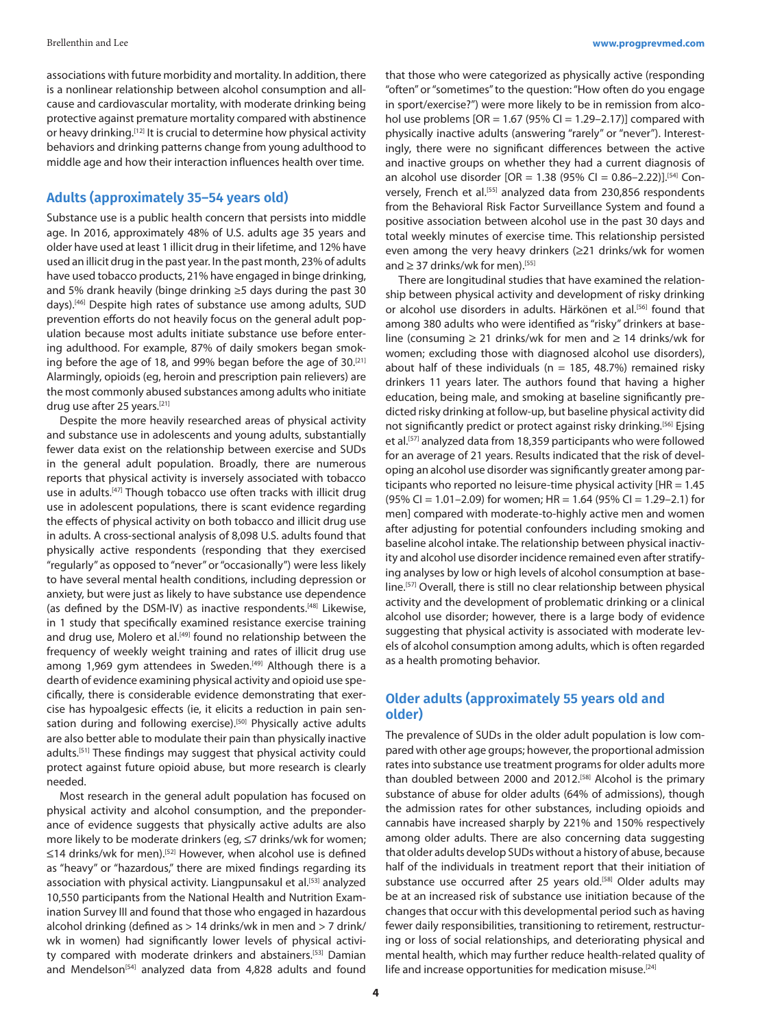associations with future morbidity and mortality. In addition, there is a nonlinear relationship between alcohol consumption and all-cause and cardiovascular mortality, with moderate drinking being protective against premature mortality compared with abstinence or heavy drinking.[12] It is crucial to determine how physical activity behaviors and drinking patterns change from young adulthood to middle age and how their interaction influences health over time.

## Adults (approximately 35–54 years old)

Substance use is a public health concern that persists into middle age. In 2016, approximately 48% of U.S. adults age 35 years and older have used at least 1 illicit drug in their lifetime, and 12% have used an illicit drug in the past year. In the past month, 23% of adults have used tobacco products, 21% have engaged in binge drinking, and 5% drank heavily (binge drinking ≥5 days during the past 30 days).[46] Despite high rates of substance use among adults, SUD prevention efforts do not heavily focus on the general adult population because most adults initiate substance use before entering adulthood. For example, 87% of daily smokers began smoking before the age of 18, and 99% began before the age of 30.[21] Alarmingly, opioids (eg, heroin and prescription pain relievers) are the most commonly abused substances among adults who initiate drug use after 25 years.[21]

Despite the more heavily researched areas of physical activity and substance use in adolescents and young adults, substantially fewer data exist on the relationship between exercise and SUDs in the general adult population. Broadly, there are numerous reports that physical activity is inversely associated with tobacco use in adults.[47] Though tobacco use often tracks with illicit drug use in adolescent populations, there is scant evidence regarding the effects of physical activity on both tobacco and illicit drug use in adults. A cross-sectional analysis of 8,098 U.S. adults found that physically active respondents (responding that they exercised "regularly" as opposed to "never" or "occasionally") were less likely to have several mental health conditions, including depression or anxiety, but were just as likely to have substance use dependence (as defined by the DSM-IV) as inactive respondents.[48] Likewise, in 1 study that specifically examined resistance exercise training and drug use, Molero et al.[49] found no relationship between the frequency of weekly weight training and rates of illicit drug use among 1,969 gym attendees in Sweden.[49] Although there is a dearth of evidence examining physical activity and opioid use specifically, there is considerable evidence demonstrating that exercise has hypoalgesic effects (ie, it elicits a reduction in pain sensation during and following exercise).[50] Physically active adults are also better able to modulate their pain than physically inactive adults.[51] These findings may suggest that physical activity could protect against future opioid abuse, but more research is clearly needed.

Most research in the general adult population has focused on physical activity and alcohol consumption, and the preponderance of evidence suggests that physically active adults are also more likely to be moderate drinkers (eg, ≤7 drinks/wk for women; ≤14 drinks/wk for men).[52] However, when alcohol use is defined as "heavy" or "hazardous," there are mixed findings regarding its association with physical activity. Liangpunsakul et al.[53] analyzed 10,550 participants from the National Health and Nutrition Examination Survey III and found that those who engaged in hazardous alcohol drinking (defined as > 14 drinks/wk in men and > 7 drink/wk in women) had significantly lower levels of physical activity compared with moderate drinkers and abstainers.[53] Damian and Mendelson[54] analyzed data from 4,828 adults and found that those who were categorized as physically active (responding "often" or "sometimes" to the question: "How often do you engage in sport/exercise?") were more likely to be in remission from alcohol use problems [OR = 1.67 (95% CI = 1.29–2.17)] compared with physically inactive adults (answering "rarely" or "never"). Interestingly, there were no significant differences between the active and inactive groups on whether they had a current diagnosis of an alcohol use disorder [OR = 1.38 (95% CI = 0.86–2.22)].[54] Conversely, French et al.[55] analyzed data from 230,856 respondents from the Behavioral Risk Factor Surveillance System and found a positive association between alcohol use in the past 30 days and total weekly minutes of exercise time. This relationship persisted even among the very heavy drinkers (≥21 drinks/wk for women and ≥ 37 drinks/wk for men).[55]

There are longitudinal studies that have examined the relationship between physical activity and development of risky drinking or alcohol use disorders in adults. Härkönen et al.[56] found that among 380 adults who were identified as "risky" drinkers at baseline (consuming ≥ 21 drinks/wk for men and ≥ 14 drinks/wk for women; excluding those with diagnosed alcohol use disorders), about half of these individuals (n = 185, 48.7%) remained risky drinkers 11 years later. The authors found that having a higher education, being male, and smoking at baseline significantly predicted risky drinking at follow-up, but baseline physical activity did not significantly predict or protect against risky drinking.[56] Ejsing et al.[57] analyzed data from 18,359 participants who were followed for an average of 21 years. Results indicated that the risk of developing an alcohol use disorder was significantly greater among participants who reported no leisure-time physical activity [HR = 1.45 (95% CI = 1.01–2.09) for women; HR = 1.64 (95% CI = 1.29–2.1) for men] compared with moderate-to-highly active men and women after adjusting for potential confounders including smoking and baseline alcohol intake. The relationship between physical inactivity and alcohol use disorder incidence remained even after stratifying analyses by low or high levels of alcohol consumption at baseline.[57] Overall, there is still no clear relationship between physical activity and the development of problematic drinking or a clinical alcohol use disorder; however, there is a large body of evidence suggesting that physical activity is associated with moderate levels of alcohol consumption among adults, which is often regarded as a health promoting behavior.

## Older adults (approximately 55 years old and older)

The prevalence of SUDs in the older adult population is low compared with other age groups; however, the proportional admission rates into substance use treatment programs for older adults more than doubled between 2000 and 2012.[58] Alcohol is the primary substance of abuse for older adults (64% of admissions), though the admission rates for other substances, including opioids and cannabis have increased sharply by 221% and 150% respectively among older adults. There are also concerning data suggesting that older adults develop SUDs without a history of abuse, because half of the individuals in treatment report that their initiation of substance use occurred after 25 years old.[58] Older adults may be at an increased risk of substance use initiation because of the changes that occur with this developmental period such as having fewer daily responsibilities, transitioning to retirement, restructuring or loss of social relationships, and deteriorating physical and mental health, which may further reduce health-related quality of life and increase opportunities for medication misuse.[24]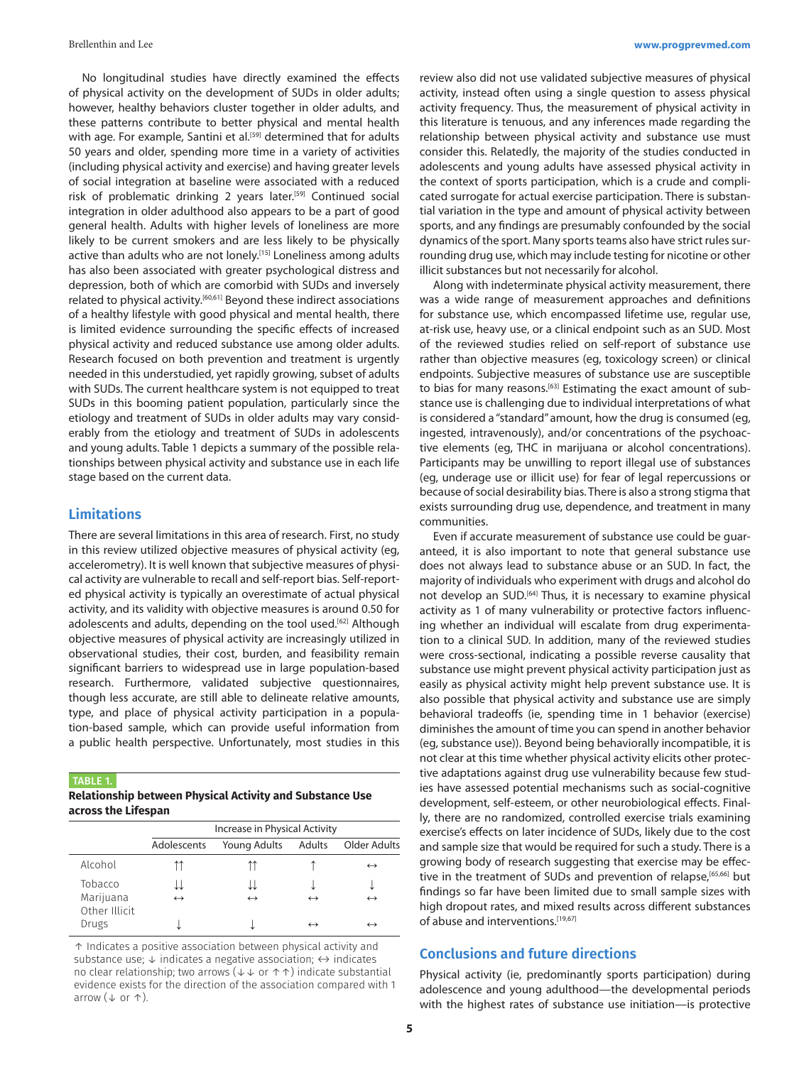No longitudinal studies have directly examined the effects of physical activity on the development of SUDs in older adults; however, healthy behaviors cluster together in older adults, and these patterns contribute to better physical and mental health with age. For example, Santini et al.[59] determined that for adults 50 years and older, spending more time in a variety of activities (including physical activity and exercise) and having greater levels of social integration at baseline were associated with a reduced risk of problematic drinking 2 years later.[59] Continued social integration in older adulthood also appears to be a part of good general health. Adults with higher levels of loneliness are more likely to be current smokers and are less likely to be physically active than adults who are not lonely.[15] Loneliness among adults has also been associated with greater psychological distress and depression, both of which are comorbid with SUDs and inversely related to physical activity.[60,61] Beyond these indirect associations of a healthy lifestyle with good physical and mental health, there is limited evidence surrounding the specific effects of increased physical activity and reduced substance use among older adults. Research focused on both prevention and treatment is urgently needed in this understudied, yet rapidly growing, subset of adults with SUDs. The current healthcare system is not equipped to treat SUDs in this booming patient population, particularly since the etiology and treatment of SUDs in older adults may vary considerably from the etiology and treatment of SUDs in adolescents and young adults. Table 1 depicts a summary of the possible relationships between physical activity and substance use in each life stage based on the current data.

## Limitations

There are several limitations in this area of research. First, no study in this review utilized objective measures of physical activity (eg, accelerometry). It is well known that subjective measures of physical activity are vulnerable to recall and self-report bias. Self-reported physical activity is typically an overestimate of actual physical activity, and its validity with objective measures is around 0.50 for adolescents and adults, depending on the tool used.[62] Although objective measures of physical activity are increasingly utilized in observational studies, their cost, burden, and feasibility remain significant barriers to widespread use in large population-based research. Furthermore, validated subjective questionnaires, though less accurate, are still able to delineate relative amounts, type, and place of physical activity participation in a population-based sample, which can provide useful information from a public health perspective. Unfortunately, most studies in this review also did not use validated subjective measures of physical activity, instead often using a single question to assess physical activity frequency. Thus, the measurement of physical activity in this literature is tenuous, and any inferences made regarding the relationship between physical activity and substance use must consider this. Relatedly, the majority of the studies conducted in adolescents and young adults have assessed physical activity in the context of sports participation, which is a crude and complicated surrogate for actual exercise participation. There is substantial variation in the type and amount of physical activity between sports, and any findings are presumably confounded by the social dynamics of the sport. Many sports teams also have strict rules surrounding drug use, which may include testing for nicotine or other illicit substances but not necessarily for alcohol.

Along with indeterminate physical activity measurement, there was a wide range of measurement approaches and definitions for substance use, which encompassed lifetime use, regular use, at-risk use, heavy use, or a clinical endpoint such as an SUD. Most of the reviewed studies relied on self-report of substance use rather than objective measures (eg, toxicology screen) or clinical endpoints. Subjective measures of substance use are susceptible to bias for many reasons.[63] Estimating the exact amount of substance use is challenging due to individual interpretations of what is considered a "standard" amount, how the drug is consumed (eg, ingested, intravenously), and/or concentrations of the psychoactive elements (eg, THC in marijuana or alcohol concentrations). Participants may be unwilling to report illegal use of substances (eg, underage use or illicit use) for fear of legal repercussions or because of social desirability bias. There is also a strong stigma that exists surrounding drug use, dependence, and treatment in many communities.

Even if accurate measurement of substance use could be guaranteed, it is also important to note that general substance use does not always lead to substance abuse or an SUD. In fact, the majority of individuals who experiment with drugs and alcohol do not develop an SUD.[64] Thus, it is necessary to examine physical activity as 1 of many vulnerability or protective factors influencing whether an individual will escalate from drug experimentation to a clinical SUD. In addition, many of the reviewed studies were cross-sectional, indicating a possible reverse causality that substance use might prevent physical activity participation just as easily as physical activity might help prevent substance use. It is also possible that physical activity and substance use are simply behavioral tradeoffs (ie, spending time in 1 behavior (exercise) diminishes the amount of time you can spend in another behavior (eg, substance use)). Beyond being behaviorally incompatible, it is not clear at this time whether physical activity elicits other protective adaptations against drug use vulnerability because few studies have assessed potential mechanisms such as social-cognitive development, self-esteem, or other neurobiological effects. Finally, there are no randomized, controlled exercise trials examining exercise's effects on later incidence of SUDs, likely due to the cost and sample size that would be required for such a study. There is a growing body of research suggesting that exercise may be effective in the treatment of SUDs and prevention of relapse,[65,66] but findings so far have been limited due to small sample sizes with high dropout rates, and mixed results across different substances of abuse and interventions.[19,67]

**TABLE 1.**
**Relationship between Physical Activity and Substance Use across the Lifespan**

| | Increase in Physical Activity | | | |
|---|---|---|---|---|
| | Adolescents | Young Adults | Adults | Older Adults |
| Alcohol | ↑↑ | ↑↑ | ↑ | ↔ |
| Tobacco | ↓↓ | ↓↓ | ↓ | ↓ |
| Marijuana | ↔ | ↔ | ↔ | ↔ |
| Other Illicit Drugs | ↓ | ↓ | ↔ | ↔ |

↑ Indicates a positive association between physical activity and substance use; ↓ indicates a negative association; ↔ indicates no clear relationship; two arrows (↓↓ or ↑↑) indicate substantial evidence exists for the direction of the association compared with 1 arrow (↓ or ↑).

## Conclusions and future directions

Physical activity (ie, predominantly sports participation) during adolescence and young adulthood—the developmental periods with the highest rates of substance use initiation—is protective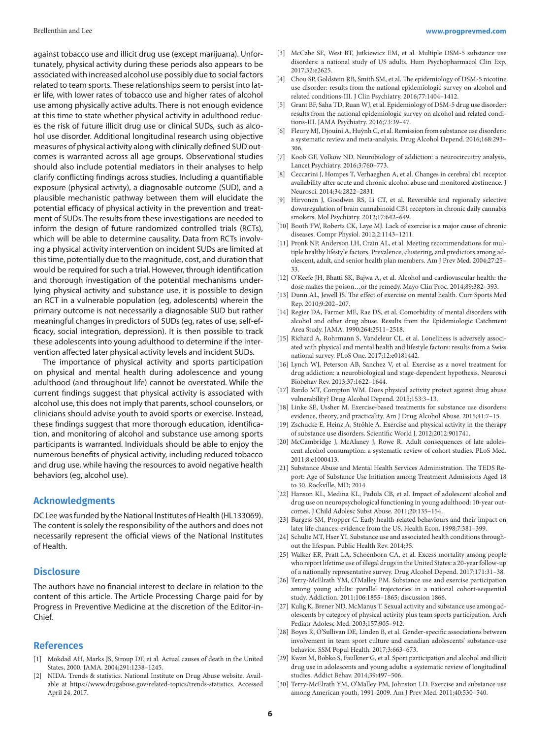against tobacco use and illicit drug use (except marijuana). Unfortunately, physical activity during these periods also appears to be associated with increased alcohol use possibly due to social factors related to team sports. These relationships seem to persist into later life, with lower rates of tobacco use and higher rates of alcohol use among physically active adults. There is not enough evidence at this time to state whether physical activity in adulthood reduces the risk of future illicit drug use or clinical SUDs, such as alcohol use disorder. Additional longitudinal research using objective measures of physical activity along with clinically defined SUD outcomes is warranted across all age groups. Observational studies should also include potential mediators in their analyses to help clarify conflicting findings across studies. Including a quantifiable exposure (physical activity), a diagnosable outcome (SUD), and a plausible mechanistic pathway between them will elucidate the potential efficacy of physical activity in the prevention and treatment of SUDs. The results from these investigations are needed to inform the design of future randomized controlled trials (RCTs), which will be able to determine causality. Data from RCTs involving a physical activity intervention on incident SUDs are limited at this time, potentially due to the magnitude, cost, and duration that would be required for such a trial. However, through identification and thorough investigation of the potential mechanisms underlying physical activity and substance use, it is possible to design an RCT in a vulnerable population (eg, adolescents) wherein the primary outcome is not necessarily a diagnosable SUD but rather meaningful changes in predictors of SUDs (eg, rates of use, self-efficacy, social integration, depression). It is then possible to track these adolescents into young adulthood to determine if the intervention affected later physical activity levels and incident SUDs.

The importance of physical activity and sports participation on physical and mental health during adolescence and young adulthood (and throughout life) cannot be overstated. While the current findings suggest that physical activity is associated with alcohol use, this does not imply that parents, school counselors, or clinicians should advise youth to avoid sports or exercise. Instead, these findings suggest that more thorough education, identification, and monitoring of alcohol and substance use among sports participants is warranted. Individuals should be able to enjoy the numerous benefits of physical activity, including reduced tobacco and drug use, while having the resources to avoid negative health behaviors (eg, alcohol use).

## Acknowledgments

DC Lee was funded by the National Institutes of Health (HL133069). The content is solely the responsibility of the authors and does not necessarily represent the official views of the National Institutes of Health.

## Disclosure

The authors have no financial interest to declare in relation to the content of this article. The Article Processing Charge paid for by Progress in Preventive Medicine at the discretion of the Editor-in-Chief.

## References

[1] Mokdad AH, Marks JS, Stroup DF, et al. Actual causes of death in the United States, 2000. JAMA. 2004;291:1238–1245.

[2] NIDA. Trends & statistics. National Institute on Drug Abuse website. Available at https://www.drugabuse.gov/related-topics/trends-statistics. Accessed April 24, 2017.

[3] McCabe SE, West BT, Jutkiewicz EM, et al. Multiple DSM-5 substance use disorders: a national study of US adults. Hum Psychopharmacol Clin Exp. 2017;32:e2625.

[4] Chou SP, Goldstein RB, Smith SM, et al. The epidemiology of DSM-5 nicotine use disorder: results from the national epidemiologic survey on alcohol and related conditions-III. J Clin Psychiatry. 2016;77:1404–1412.

[5] Grant BF, Saha TD, Ruan WJ, et al. Epidemiology of DSM-5 drug use disorder: results from the national epidemiologic survey on alcohol and related conditions-III. JAMA Psychiatry. 2016;73:39–47.

[6] Fleury MJ, Djouini A, Huỳnh C, et al. Remission from substance use disorders: a systematic review and meta-analysis. Drug Alcohol Depend. 2016;168:293–306.

[7] Koob GF, Volkow ND. Neurobiology of addiction: a neurocircuitry analysis. Lancet Psychiatry. 2016;3:760–773.

[8] Ceccarini J, Hompes T, Verhaeghen A, et al. Changes in cerebral cb1 receptor availability after acute and chronic alcohol abuse and monitored abstinence. J Neurosci. 2014;34:2822–2831.

[9] Hirvonen J, Goodwin RS, Li CT, et al. Reversible and regionally selective downregulation of brain cannabinoid CB1 receptors in chronic daily cannabis smokers. Mol Psychiatry. 2012;17:642–649.

[10] Booth FW, Roberts CK, Laye MJ. Lack of exercise is a major cause of chronic diseases. Compr Physiol. 2012;2:1143–1211.

[11] Pronk NP, Anderson LH, Crain AL, et al. Meeting recommendations for multiple healthy lifestyle factors. Prevalence, clustering, and predictors among adolescent, adult, and senior health plan members. Am J Prev Med. 2004;27:25–33.

[12] O'Keefe JH, Bhatti SK, Bajwa A, et al. Alcohol and cardiovascular health: the dose makes the poison…or the remedy. Mayo Clin Proc. 2014;89:382–393.

[13] Dunn AL, Jewell JS. The effect of exercise on mental health. Curr Sports Med Rep. 2010;9:202–207.

[14] Regier DA, Farmer ME, Rae DS, et al. Comorbidity of mental disorders with alcohol and other drug abuse. Results from the Epidemiologic Catchment Area Study. JAMA. 1990;264:2511–2518.

[15] Richard A, Rohrmann S, Vandeleur CL, et al. Loneliness is adversely associated with physical and mental health and lifestyle factors: results from a Swiss national survey. PLoS One. 2017;12:e0181442.

[16] Lynch WJ, Peterson AB, Sanchez V, et al. Exercise as a novel treatment for drug addiction: a neurobiological and stage-dependent hypothesis. Neurosci Biobehav Rev. 2013;37:1622–1644.

[17] Bardo MT, Compton WM. Does physical activity protect against drug abuse vulnerability? Drug Alcohol Depend. 2015;153:3–13.

[18] Linke SE, Ussher M. Exercise-based treatments for substance use disorders: evidence, theory, and practicality. Am J Drug Alcohol Abuse. 2015;41:7–15.

[19] Zschucke E, Heinz A, Ströhle A. Exercise and physical activity in the therapy of substance use disorders. Scientific World J. 2012;2012:901741.

[20] McCambridge J, McAlaney J, Rowe R. Adult consequences of late adolescent alcohol consumption: a systematic review of cohort studies. PLoS Med. 2011;8:e1000413.

[21] Substance Abuse and Mental Health Services Administration. The TEDS Report: Age of Substance Use Initiation among Treatment Admissions Aged 18 to 30. Rockville, MD; 2014.

[22] Hanson KL, Medina KL, Padula CB, et al. Impact of adolescent alcohol and drug use on neuropsychological functioning in young adulthood: 10-year outcomes. J Child Adolesc Subst Abuse. 2011;20:135–154.

[23] Burgess SM, Propper C. Early health-related behaviours and their impact on later life chances: evidence from the US. Health Econ. 1998;7:381–399.

[24] Schulte MT, Hser YI. Substance use and associated health conditions throughout the lifespan. Public Health Rev. 2014;35.

[25] Walker ER, Pratt LA, Schoenborn CA, et al. Excess mortality among people who report lifetime use of illegal drugs in the United States: a 20-year follow-up of a nationally representative survey. Drug Alcohol Depend. 2017;171:31–38.

[26] Terry-McElrath YM, O'Malley PM. Substance use and exercise participation among young adults: parallel trajectories in a national cohort-sequential study. Addiction. 2011;106:1855–1865; discussion 1866.

[27] Kulig K, Brener ND, McManus T. Sexual activity and substance use among adolescents by category of physical activity plus team sports participation. Arch Pediatr Adolesc Med. 2003;157:905–912.

[28] Boyes R, O'Sullivan DE, Linden B, et al. Gender-specific associations between involvement in team sport culture and canadian adolescents' substance-use behavior. SSM Popul Health. 2017;3:663–673.

[29] Kwan M, Bobko S, Faulkner G, et al. Sport participation and alcohol and illicit drug use in adolescents and young adults: a systematic review of longitudinal studies. Addict Behav. 2014;39:497–506.

[30] Terry-McElrath YM, O'Malley PM, Johnston LD. Exercise and substance use among American youth, 1991-2009. Am J Prev Med. 2011;40:530–540.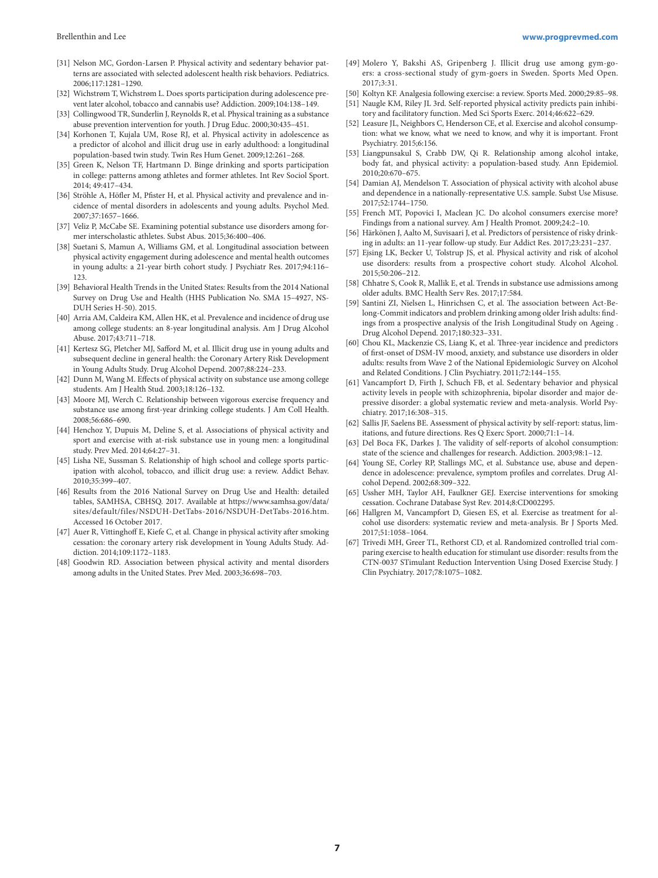[31] Nelson MC, Gordon-Larsen P. Physical activity and sedentary behavior patterns are associated with selected adolescent health risk behaviors. Pediatrics. 2006;117:1281–1290.

[32] Wichstrøm T, Wichstrøm L. Does sports participation during adolescence prevent later alcohol, tobacco and cannabis use? Addiction. 2009;104:138–149.

[33] Collingwood TR, Sunderlin J, Reynolds R, et al. Physical training as a substance abuse prevention intervention for youth. J Drug Educ. 2000;30:435–451.

[34] Korhonen T, Kujala UM, Rose RJ, et al. Physical activity in adolescence as a predictor of alcohol and illicit drug use in early adulthood: a longitudinal population-based twin study. Twin Res Hum Genet. 2009;12:261–268.

[35] Green K, Nelson TF, Hartmann D. Binge drinking and sports participation in college: patterns among athletes and former athletes. Int Rev Sociol Sport. 2014; 49:417–434.

[36] Ströhle A, Höfler M, Pfister H, et al. Physical activity and prevalence and incidence of mental disorders in adolescents and young adults. Psychol Med. 2007;37:1657–1666.

[37] Veliz P, McCabe SE. Examining potential substance use disorders among former interscholastic athletes. Subst Abus. 2015;36:400–406.

[38] Suetani S, Mamun A, Williams GM, et al. Longitudinal association between physical activity engagement during adolescence and mental health outcomes in young adults: a 21-year birth cohort study. J Psychiatr Res. 2017;94:116–123.

[39] Behavioral Health Trends in the United States: Results from the 2014 National Survey on Drug Use and Health (HHS Publication No. SMA 15–4927, NSDUH Series H-50). 2015.

[40] Arria AM, Caldeira KM, Allen HK, et al. Prevalence and incidence of drug use among college students: an 8-year longitudinal analysis. Am J Drug Alcohol Abuse. 2017;43:711–718.

[41] Kertesz SG, Pletcher MJ, Safford M, et al. Illicit drug use in young adults and subsequent decline in general health: the Coronary Artery Risk Development in Young Adults Study. Drug Alcohol Depend. 2007;88:224–233.

[42] Dunn M, Wang M. Effects of physical activity on substance use among college students. Am J Health Stud. 2003;18:126–132.

[43] Moore MJ, Werch C. Relationship between vigorous exercise frequency and substance use among first-year drinking college students. J Am Coll Health. 2008;56:686–690.

[44] Henchoz Y, Dupuis M, Deline S, et al. Associations of physical activity and sport and exercise with at-risk substance use in young men: a longitudinal study. Prev Med. 2014;64:27–31.

[45] Lisha NE, Sussman S. Relationship of high school and college sports participation with alcohol, tobacco, and illicit drug use: a review. Addict Behav. 2010;35:399–407.

[46] Results from the 2016 National Survey on Drug Use and Health: detailed tables, SAMHSA, CBHSQ. 2017. Available at https://www.samhsa.gov/data/sites/default/files/NSDUH-DetTabs-2016/NSDUH-DetTabs-2016.htm. Accessed 16 October 2017.

[47] Auer R, Vittinghoff E, Kiefe C, et al. Change in physical activity after smoking cessation: the coronary artery risk development in Young Adults Study. Addiction. 2014;109:1172–1183.

[48] Goodwin RD. Association between physical activity and mental disorders among adults in the United States. Prev Med. 2003;36:698–703.

[49] Molero Y, Bakshi AS, Gripenberg J. Illicit drug use among gym-goers: a cross-sectional study of gym-goers in Sweden. Sports Med Open. 2017;3:31.

[50] Koltyn KF. Analgesia following exercise: a review. Sports Med. 2000;29:85–98.

[51] Naugle KM, Riley JL 3rd. Self-reported physical activity predicts pain inhibitory and facilitatory function. Med Sci Sports Exerc. 2014;46:622–629.

[52] Leasure JL, Neighbors C, Henderson CE, et al. Exercise and alcohol consumption: what we know, what we need to know, and why it is important. Front Psychiatry. 2015;6:156.

[53] Liangpunsakul S, Crabb DW, Qi R. Relationship among alcohol intake, body fat, and physical activity: a population-based study. Ann Epidemiol. 2010;20:670–675.

[54] Damian AJ, Mendelson T. Association of physical activity with alcohol abuse and dependence in a nationally-representative U.S. sample. Subst Use Misuse. 2017;52:1744–1750.

[55] French MT, Popovici I, Maclean JC. Do alcohol consumers exercise more? Findings from a national survey. Am J Health Promot. 2009;24:2–10.

[56] Härkönen J, Aalto M, Suvisaari J, et al. Predictors of persistence of risky drinking in adults: an 11-year follow-up study. Eur Addict Res. 2017;23:231–237.

[57] Ejsing LK, Becker U, Tolstrup JS, et al. Physical activity and risk of alcohol use disorders: results from a prospective cohort study. Alcohol Alcohol. 2015;50:206–212.

[58] Chhatre S, Cook R, Mallik E, et al. Trends in substance use admissions among older adults. BMC Health Serv Res. 2017;17:584.

[59] Santini ZI, Nielsen L, Hinrichsen C, et al. The association between Act-Belong-Commit indicators and problem drinking among older Irish adults: findings from a prospective analysis of the Irish Longitudinal Study on Ageing . Drug Alcohol Depend. 2017;180:323–331.

[60] Chou KL, Mackenzie CS, Liang K, et al. Three-year incidence and predictors of first-onset of DSM-IV mood, anxiety, and substance use disorders in older adults: results from Wave 2 of the National Epidemiologic Survey on Alcohol and Related Conditions. J Clin Psychiatry. 2011;72:144–155.

[61] Vancampfort D, Firth J, Schuch FB, et al. Sedentary behavior and physical activity levels in people with schizophrenia, bipolar disorder and major depressive disorder: a global systematic review and meta-analysis. World Psychiatry. 2017;16:308–315.

[62] Sallis JF, Saelens BE. Assessment of physical activity by self-report: status, limitations, and future directions. Res Q Exerc Sport. 2000;71:1–14.

[63] Del Boca FK, Darkes J. The validity of self-reports of alcohol consumption: state of the science and challenges for research. Addiction. 2003;98:1–12.

[64] Young SE, Corley RP, Stallings MC, et al. Substance use, abuse and dependence in adolescence: prevalence, symptom profiles and correlates. Drug Alcohol Depend. 2002;68:309–322.

[65] Ussher MH, Taylor AH, Faulkner GEJ. Exercise interventions for smoking cessation. Cochrane Database Syst Rev. 2014;8:CD002295.

[66] Hallgren M, Vancampfort D, Giesen ES, et al. Exercise as treatment for alcohol use disorders: systematic review and meta-analysis. Br J Sports Med. 2017;51:1058–1064.

[67] Trivedi MH, Greer TL, Rethorst CD, et al. Randomized controlled trial comparing exercise to health education for stimulant use disorder: results from the CTN-0037 STimulant Reduction Intervention Using Dosed Exercise Study. J Clin Psychiatry. 2017;78:1075–1082.